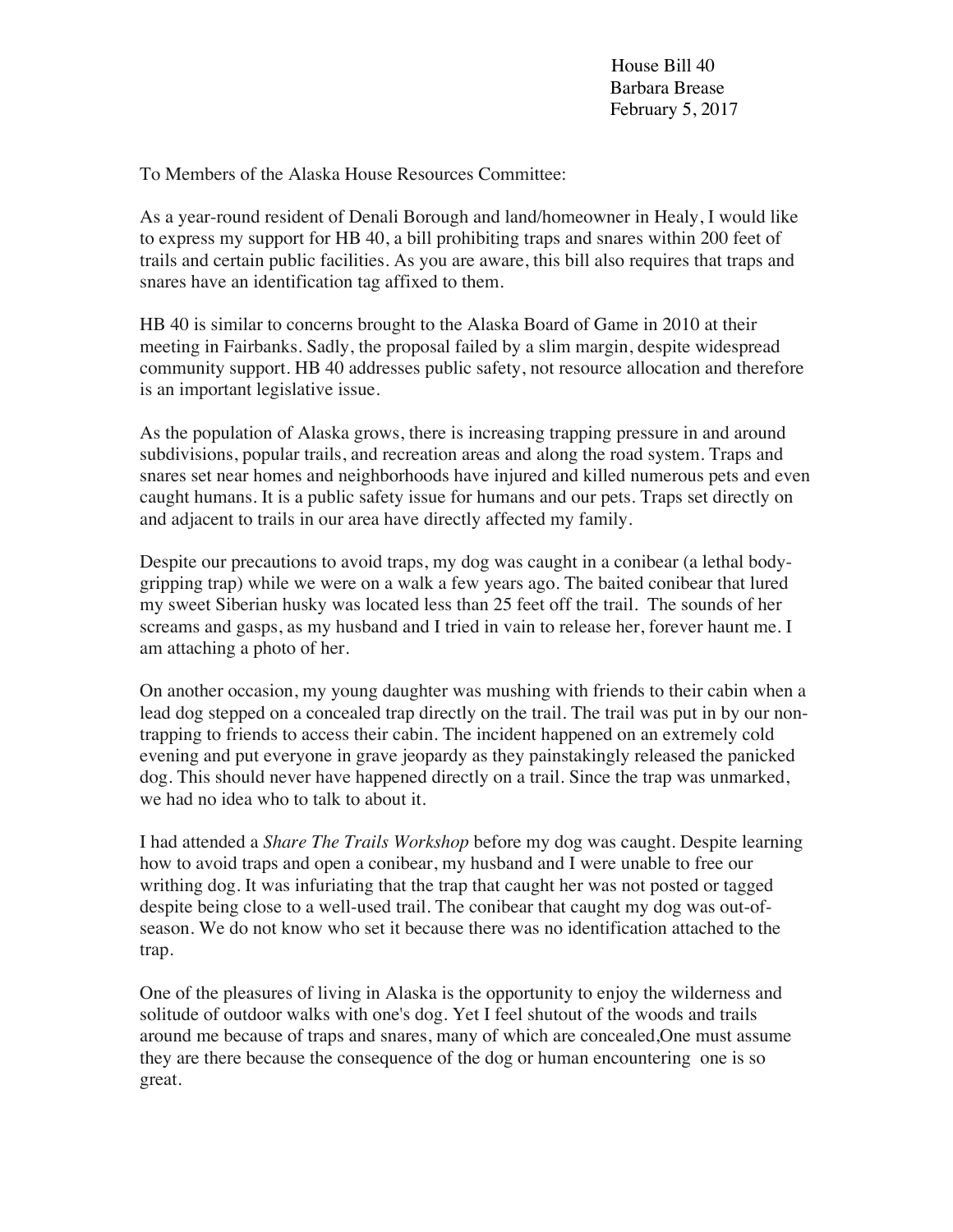House Bill 40
Barbara Brease
February 5, 2017

To Members of the Alaska House Resources Committee:

As a year-round resident of Denali Borough and land/homeowner in Healy, I would like to express my support for HB 40, a bill prohibiting traps and snares within 200 feet of trails and certain public facilities. As you are aware, this bill also requires that traps and snares have an identification tag affixed to them.

HB 40 is similar to concerns brought to the Alaska Board of Game in 2010 at their meeting in Fairbanks. Sadly, the proposal failed by a slim margin, despite widespread community support. HB 40 addresses public safety, not resource allocation and therefore is an important legislative issue.

As the population of Alaska grows, there is increasing trapping pressure in and around subdivisions, popular trails, and recreation areas and along the road system. Traps and snares set near homes and neighborhoods have injured and killed numerous pets and even caught humans. It is a public safety issue for humans and our pets. Traps set directly on and adjacent to trails in our area have directly affected my family.

Despite our precautions to avoid traps, my dog was caught in a conibear (a lethal body-gripping trap) while we were on a walk a few years ago. The baited conibear that lured my sweet Siberian husky was located less than 25 feet off the trail. The sounds of her screams and gasps, as my husband and I tried in vain to release her, forever haunt me. I am attaching a photo of her.

On another occasion, my young daughter was mushing with friends to their cabin when a lead dog stepped on a concealed trap directly on the trail. The trail was put in by our non-trapping to friends to access their cabin. The incident happened on an extremely cold evening and put everyone in grave jeopardy as they painstakingly released the panicked dog. This should never have happened directly on a trail. Since the trap was unmarked, we had no idea who to talk to about it.

I had attended a *Share The Trails Workshop* before my dog was caught. Despite learning how to avoid traps and open a conibear, my husband and I were unable to free our writhing dog. It was infuriating that the trap that caught her was not posted or tagged despite being close to a well-used trail. The conibear that caught my dog was out-of-season. We do not know who set it because there was no identification attached to the trap.

One of the pleasures of living in Alaska is the opportunity to enjoy the wilderness and solitude of outdoor walks with one's dog. Yet I feel shutout of the woods and trails around me because of traps and snares, many of which are concealed,One must assume they are there because the consequence of the dog or human encountering one is so great.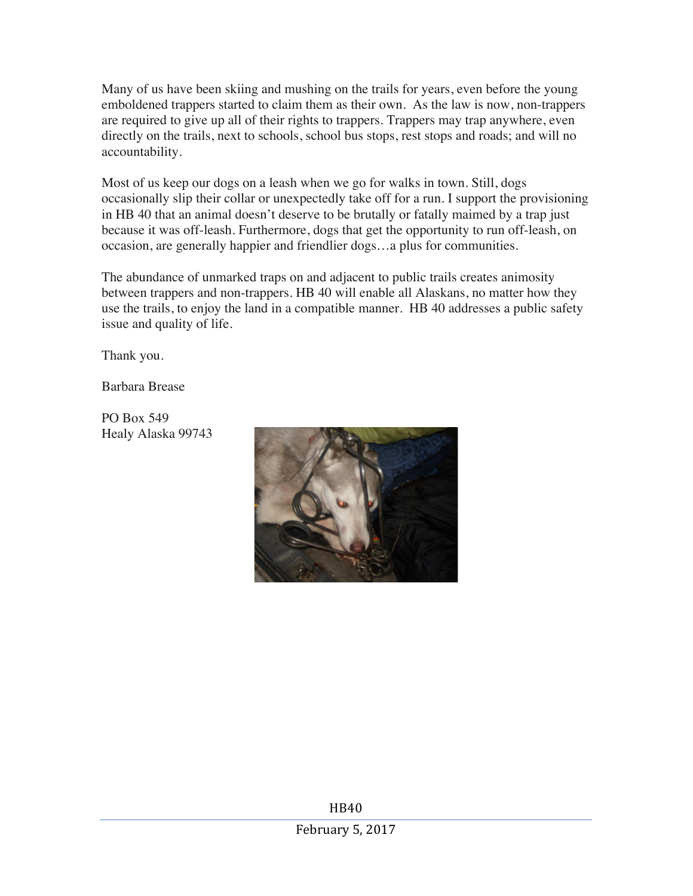Many of us have been skiing and mushing on the trails for years, even before the young emboldened trappers started to claim them as their own. As the law is now, non-trappers are required to give up all of their rights to trappers. Trappers may trap anywhere, even directly on the trails, next to schools, school bus stops, rest stops and roads; and will no accountability.

Most of us keep our dogs on a leash when we go for walks in town. Still, dogs occasionally slip their collar or unexpectedly take off for a run. I support the provisioning in HB 40 that an animal doesn't deserve to be brutally or fatally maimed by a trap just because it was off-leash. Furthermore, dogs that get the opportunity to run off-leash, on occasion, are generally happier and friendlier dogs…a plus for communities.

The abundance of unmarked traps on and adjacent to public trails creates animosity between trappers and non-trappers. HB 40 will enable all Alaskans, no matter how they use the trails, to enjoy the land in a compatible manner. HB 40 addresses a public safety issue and quality of life.

Thank you.

Barbara Brease

PO Box 549
Healy Alaska 99743